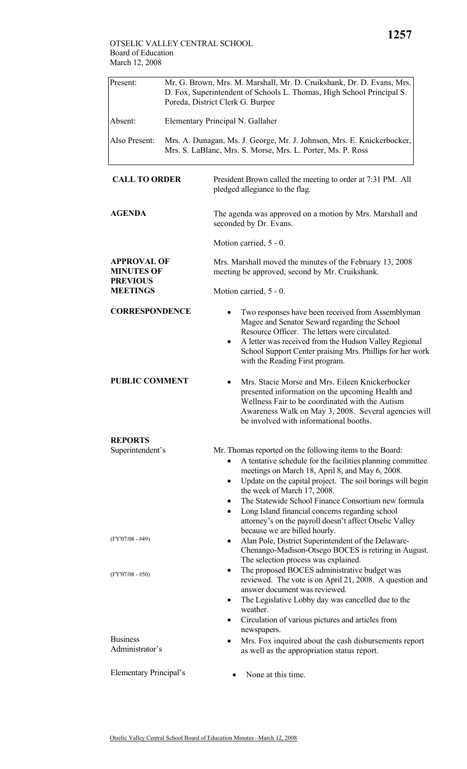OTSELIC VALLEY CENTRAL SCHOOL
Board of Education
March 12, 2008

| | |
|---|---|
| Present: | Mr. G. Brown, Mrs. M. Marshall, Mr. D. Cruikshank, Dr. D. Evans, Mrs. D. Fox, Superintendent of Schools L. Thomas, High School Principal S. Poreda, District Clerk G. Burpee |
| Absent: | Elementary Principal N. Gallaher |
| Also Present: | Mrs. A. Dunagan, Ms. J. George, Mr. J. Johnson, Mrs. E. Knickerbocker, Mrs. S. LaBlanc, Mrs. S. Morse, Mrs. L. Porter, Ms. P. Ross |

**CALL TO ORDER**

President Brown called the meeting to order at 7:31 PM. All pledged allegiance to the flag.

**AGENDA**

The agenda was approved on a motion by Mrs. Marshall and seconded by Dr. Evans.

Motion carried, 5 - 0.

**APPROVAL OF MINUTES OF PREVIOUS MEETINGS**

Mrs. Marshall moved the minutes of the February 13, 2008 meeting be approved, second by Mr. Cruikshank.

Motion carried, 5 - 0.

**CORRESPONDENCE**

- Two responses have been received from Assemblyman Magee and Senator Seward regarding the School Resource Officer. The letters were circulated.
- A letter was received from the Hudson Valley Regional School Support Center praising Mrs. Phillips for her work with the Reading First program.

**PUBLIC COMMENT**

- Mrs. Stacie Morse and Mrs. Eileen Knickerbocker presented information on the upcoming Health and Wellness Fair to be coordinated with the Autism Awareness Walk on May 3, 2008. Several agencies will be involved with informational booths.

**REPORTS**

Superintendent's

Mr. Thomas reported on the following items to the Board:

- A tentative schedule for the facilities planning committee meetings on March 18, April 8, and May 6, 2008.
- Update on the capital project. The soil borings will begin the week of March 17, 2008.
- The Statewide School Finance Consortium new formula
- Long Island financial concerns regarding school attorney's on the payroll doesn't affect Otselic Valley because we are billed hourly.
- (FY'07/08 - #49) Alan Pole, District Superintendent of the Delaware-Chenango-Madison-Otsego BOCES is retiring in August. The selection process was explained.
- (FY'07/08 - #50) The proposed BOCES administrative budget was reviewed. The vote is on April 21, 2008. A question and answer document was reviewed.
- The Legislative Lobby day was cancelled due to the weather.
- Circulation of various pictures and articles from newspapers.

Business Administrator's

- Mrs. Fox inquired about the cash disbursements report as well as the appropriation status report.

Elementary Principal's

- None at this time.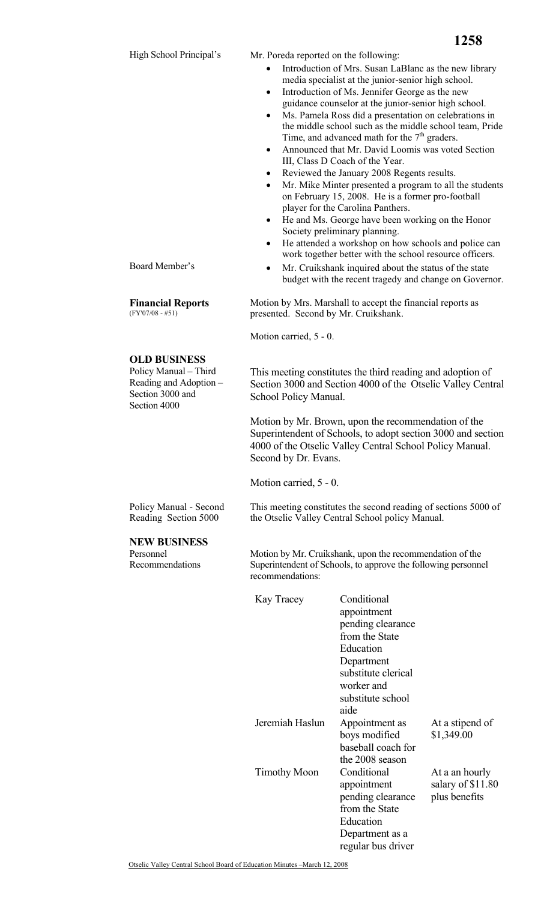High School Principal's

Mr. Poreda reported on the following:

- Introduction of Mrs. Susan LaBlanc as the new library media specialist at the junior-senior high school.
- Introduction of Ms. Jennifer George as the new guidance counselor at the junior-senior high school.
- Ms. Pamela Ross did a presentation on celebrations in the middle school such as the middle school team, Pride Time, and advanced math for the 7th graders.
- Announced that Mr. David Loomis was voted Section III, Class D Coach of the Year.
- Reviewed the January 2008 Regents results.
- Mr. Mike Minter presented a program to all the students on February 15, 2008. He is a former pro-football player for the Carolina Panthers.
- He and Ms. George have been working on the Honor Society preliminary planning.
- He attended a workshop on how schools and police can work together better with the school resource officers.

Board Member's

- Mr. Cruikshank inquired about the status of the state budget with the recent tragedy and change on Governor.

**Financial Reports**
(FY'07/08 - #51)

Motion by Mrs. Marshall to accept the financial reports as presented. Second by Mr. Cruikshank.

Motion carried, 5 - 0.

## OLD BUSINESS

Policy Manual – Third Reading and Adoption – Section 3000 and Section 4000

This meeting constitutes the third reading and adoption of Section 3000 and Section 4000 of the Otselic Valley Central School Policy Manual.

Motion by Mr. Brown, upon the recommendation of the Superintendent of Schools, to adopt section 3000 and section 4000 of the Otselic Valley Central School Policy Manual. Second by Dr. Evans.

Motion carried, 5 - 0.

Policy Manual - Second Reading Section 5000

This meeting constitutes the second reading of sections 5000 of the Otselic Valley Central School policy Manual.

## NEW BUSINESS

Personnel Recommendations

Motion by Mr. Cruikshank, upon the recommendation of the Superintendent of Schools, to approve the following personnel recommendations:

| | | |
|---|---|---|
| Kay Tracey | Conditional appointment pending clearance from the State Education Department substitute clerical worker and substitute school aide | |
| Jeremiah Haslun | Appointment as boys modified baseball coach for the 2008 season | At a stipend of $1,349.00 |
| Timothy Moon | Conditional appointment pending clearance from the State Education Department as a regular bus driver | At a an hourly salary of $11.80 plus benefits |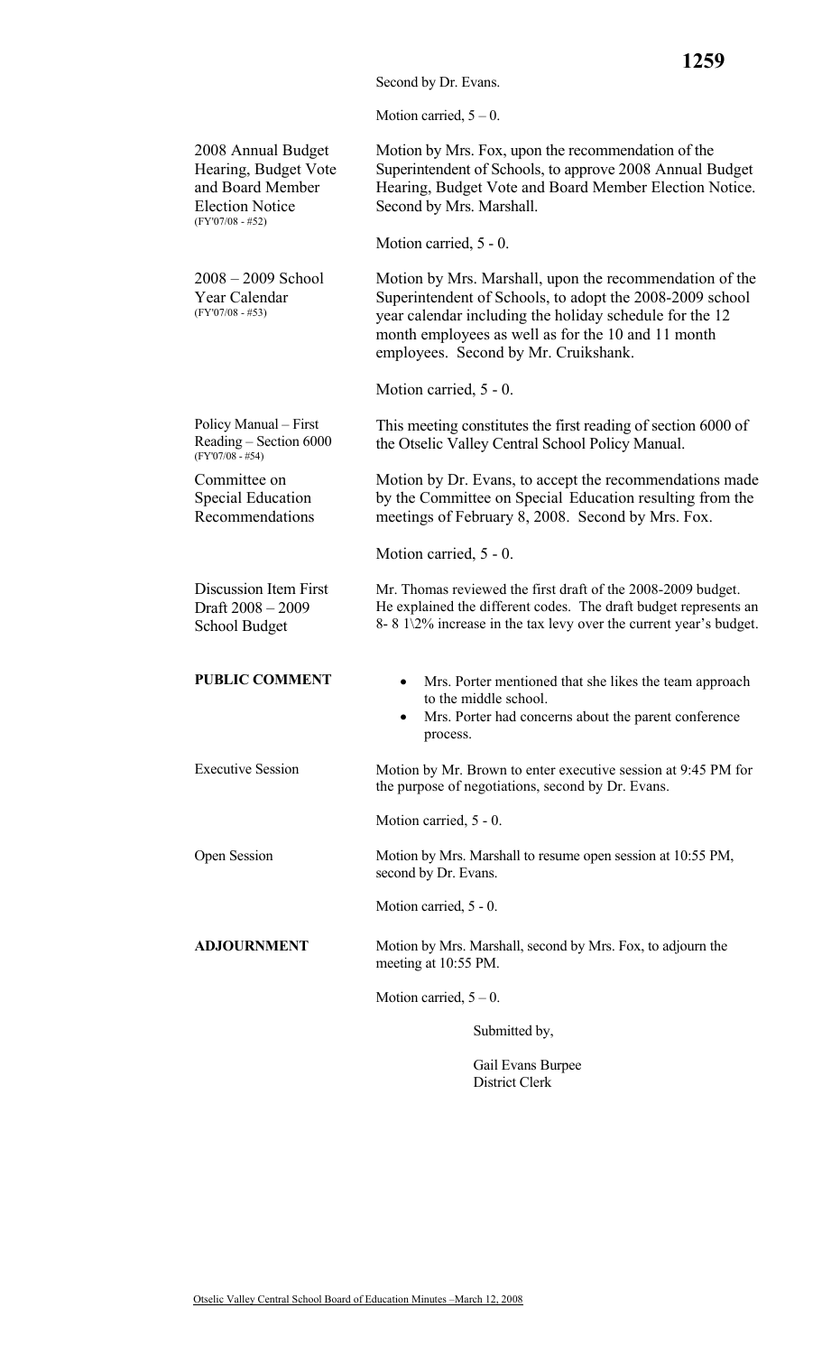Second by Dr. Evans.

Motion carried, 5 – 0.

| | |
|---|---|
| 2008 Annual Budget Hearing, Budget Vote and Board Member Election Notice (FY'07/08 - #52) | Motion by Mrs. Fox, upon the recommendation of the Superintendent of Schools, to approve 2008 Annual Budget Hearing, Budget Vote and Board Member Election Notice. Second by Mrs. Marshall.<br><br>Motion carried, 5 - 0. |
| 2008 – 2009 School Year Calendar (FY'07/08 - #53) | Motion by Mrs. Marshall, upon the recommendation of the Superintendent of Schools, to adopt the 2008-2009 school year calendar including the holiday schedule for the 12 month employees as well as for the 10 and 11 month employees. Second by Mr. Cruikshank.<br><br>Motion carried, 5 - 0. |
| Policy Manual – First Reading – Section 6000 (FY'07/08 - #54) | This meeting constitutes the first reading of section 6000 of the Otselic Valley Central School Policy Manual. |
| Committee on Special Education Recommendations | Motion by Dr. Evans, to accept the recommendations made by the Committee on Special Education resulting from the meetings of February 8, 2008. Second by Mrs. Fox.<br><br>Motion carried, 5 - 0. |
| Discussion Item First Draft 2008 – 2009 School Budget | Mr. Thomas reviewed the first draft of the 2008-2009 budget. He explained the different codes. The draft budget represents an 8- 8 1\2% increase in the tax levy over the current year's budget. |
| **PUBLIC COMMENT** | • Mrs. Porter mentioned that she likes the team approach to the middle school.<br>• Mrs. Porter had concerns about the parent conference process. |
| Executive Session | Motion by Mr. Brown to enter executive session at 9:45 PM for the purpose of negotiations, second by Dr. Evans.<br><br>Motion carried, 5 - 0. |
| Open Session | Motion by Mrs. Marshall to resume open session at 10:55 PM, second by Dr. Evans.<br><br>Motion carried, 5 - 0. |
| **ADJOURNMENT** | Motion by Mrs. Marshall, second by Mrs. Fox, to adjourn the meeting at 10:55 PM.<br><br>Motion carried, 5 – 0. |

Submitted by,

Gail Evans Burpee
District Clerk